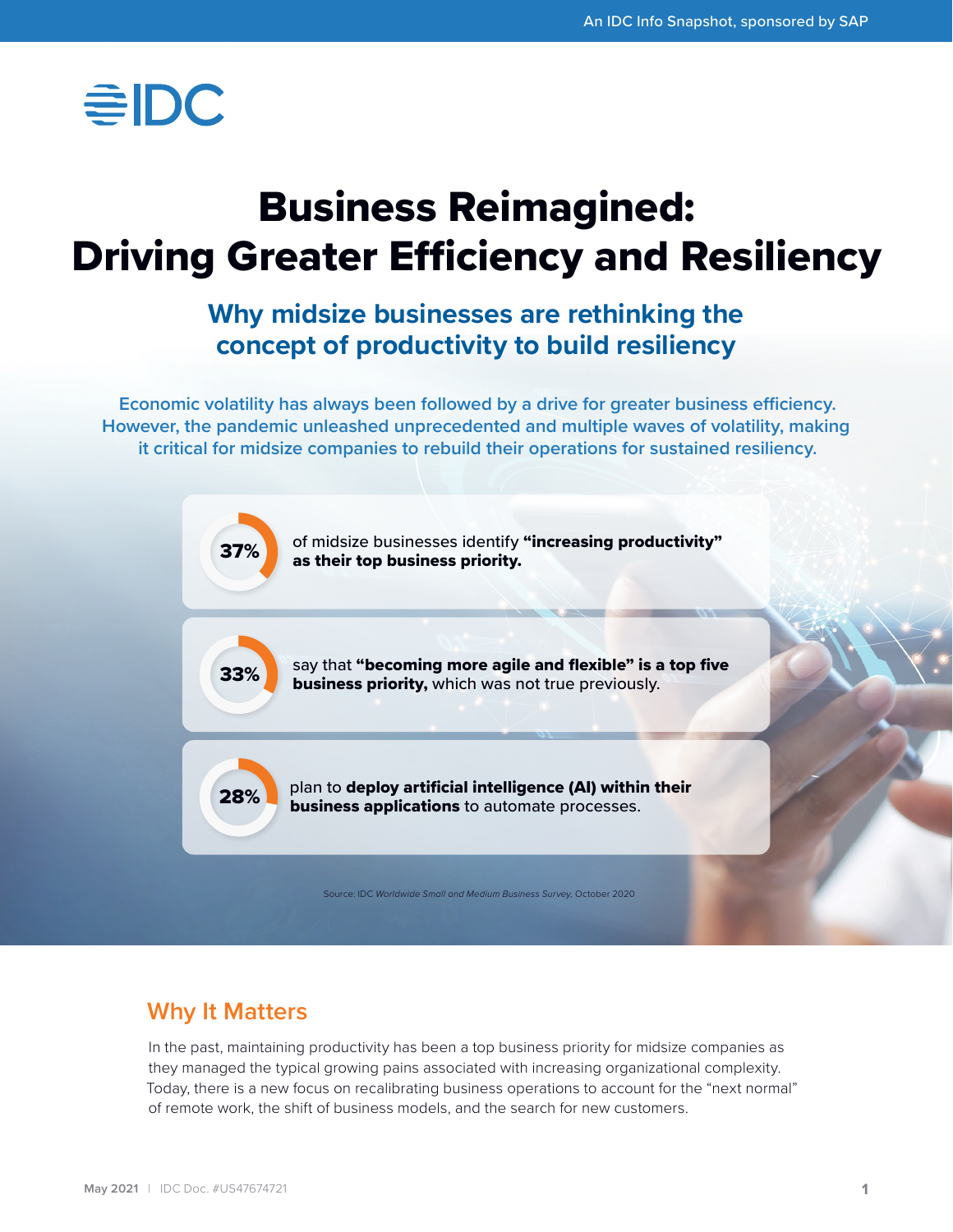An IDC Info Snapshot, sponsored by SAP

# Business Reimagined: Driving Greater Efficiency and Resiliency

## Why midsize businesses are rethinking the concept of productivity to build resiliency

Economic volatility has always been followed by a drive for greater business efficiency. However, the pandemic unleashed unprecedented and multiple waves of volatility, making it critical for midsize companies to rebuild their operations for sustained resiliency.

**37%** of midsize businesses identify **"increasing productivity" as their top business priority.**

**33%** say that **"becoming more agile and flexible" is a top five business priority,** which was not true previously.

**28%** plan to **deploy artificial intelligence (AI) within their business applications** to automate processes.

Source: IDC *Worldwide Small and Medium Business Survey*, October 2020

## Why It Matters

In the past, maintaining productivity has been a top business priority for midsize companies as they managed the typical growing pains associated with increasing organizational complexity. Today, there is a new focus on recalibrating business operations to account for the "next normal" of remote work, the shift of business models, and the search for new customers.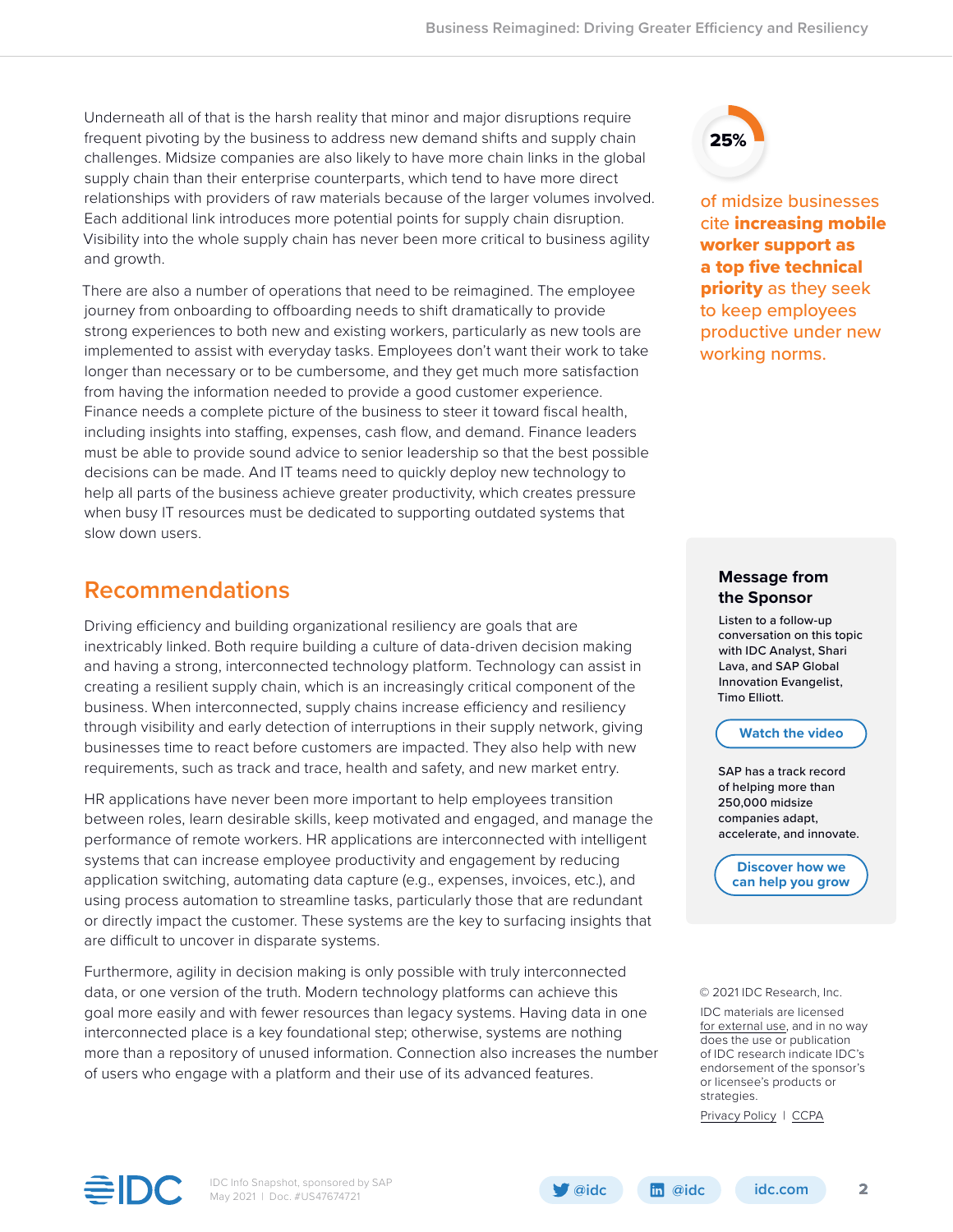Underneath all of that is the harsh reality that minor and major disruptions require frequent pivoting by the business to address new demand shifts and supply chain challenges. Midsize companies are also likely to have more chain links in the global supply chain than their enterprise counterparts, which tend to have more direct relationships with providers of raw materials because of the larger volumes involved. Each additional link introduces more potential points for supply chain disruption. Visibility into the whole supply chain has never been more critical to business agility and growth.

There are also a number of operations that need to be reimagined. The employee journey from onboarding to offboarding needs to shift dramatically to provide strong experiences to both new and existing workers, particularly as new tools are implemented to assist with everyday tasks. Employees don't want their work to take longer than necessary or to be cumbersome, and they get much more satisfaction from having the information needed to provide a good customer experience. Finance needs a complete picture of the business to steer it toward fiscal health, including insights into staffing, expenses, cash flow, and demand. Finance leaders must be able to provide sound advice to senior leadership so that the best possible decisions can be made. And IT teams need to quickly deploy new technology to help all parts of the business achieve greater productivity, which creates pressure when busy IT resources must be dedicated to supporting outdated systems that slow down users.

25%

of midsize businesses cite **increasing mobile worker support as a top five technical priority** as they seek to keep employees productive under new working norms.

## Recommendations

Driving efficiency and building organizational resiliency are goals that are inextricably linked. Both require building a culture of data-driven decision making and having a strong, interconnected technology platform. Technology can assist in creating a resilient supply chain, which is an increasingly critical component of the business. When interconnected, supply chains increase efficiency and resiliency through visibility and early detection of interruptions in their supply network, giving businesses time to react before customers are impacted. They also help with new requirements, such as track and trace, health and safety, and new market entry.

HR applications have never been more important to help employees transition between roles, learn desirable skills, keep motivated and engaged, and manage the performance of remote workers. HR applications are interconnected with intelligent systems that can increase employee productivity and engagement by reducing application switching, automating data capture (e.g., expenses, invoices, etc.), and using process automation to streamline tasks, particularly those that are redundant or directly impact the customer. These systems are the key to surfacing insights that are difficult to uncover in disparate systems.

Furthermore, agility in decision making is only possible with truly interconnected data, or one version of the truth. Modern technology platforms can achieve this goal more easily and with fewer resources than legacy systems. Having data in one interconnected place is a key foundational step; otherwise, systems are nothing more than a repository of unused information. Connection also increases the number of users who engage with a platform and their use of its advanced features.

### Message from the Sponsor

Listen to a follow-up conversation on this topic with IDC Analyst, Shari Lava, and SAP Global Innovation Evangelist, Timo Elliott.

Watch the video

SAP has a track record of helping more than 250,000 midsize companies adapt, accelerate, and innovate.

Discover how we can help you grow

© 2021 IDC Research, Inc.

IDC materials are licensed for external use, and in no way does the use or publication of IDC research indicate IDC's endorsement of the sponsor's or licensee's products or strategies.

Privacy Policy | CCPA

IDC Info Snapshot, sponsored by SAP
May 2021 | Doc. #US47674721

@idc | @idc | idc.com